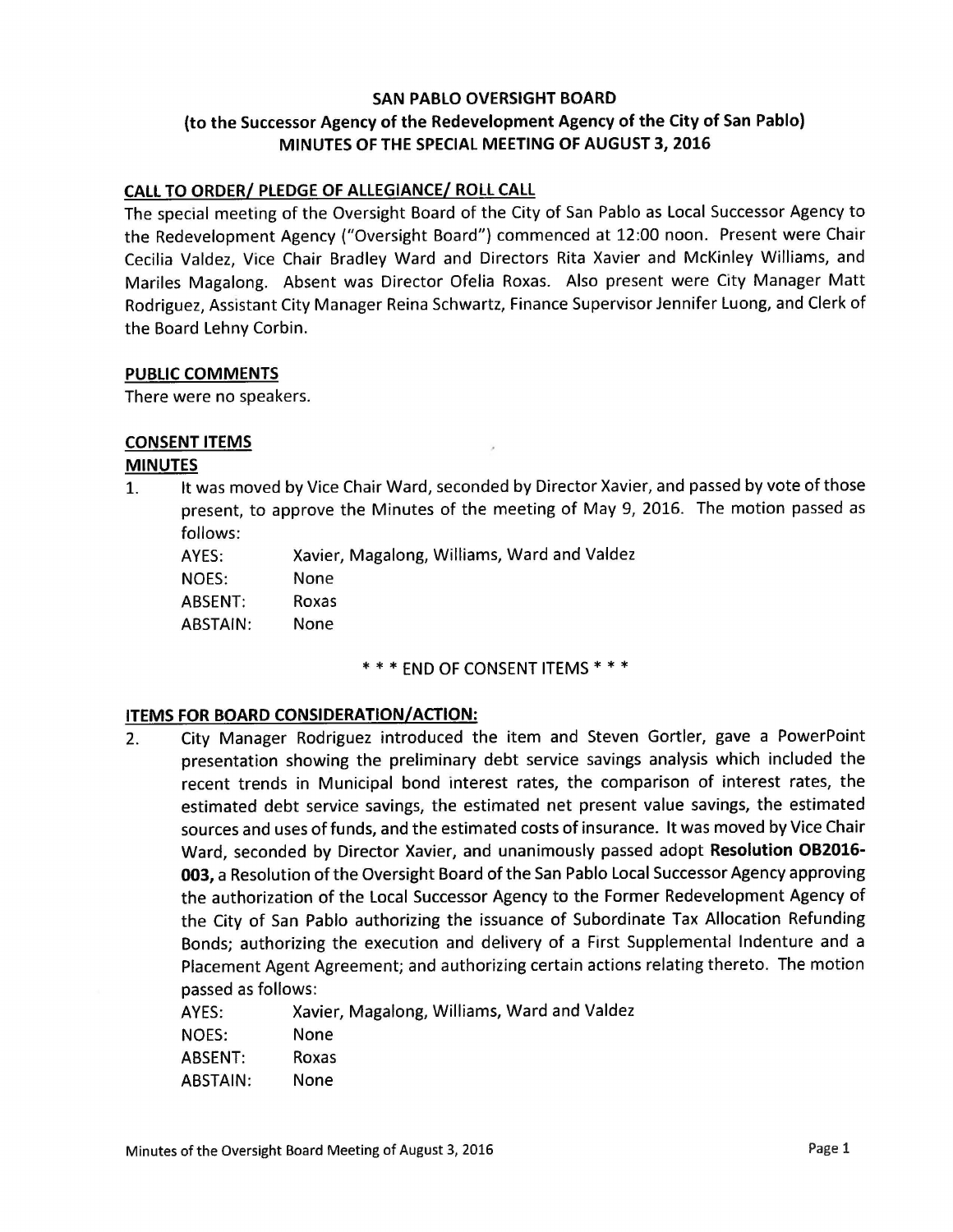# SAN PABLO OVERSIGHT BOARD

## (to the Successor Agency of the Redevelopment Agency of the City of San Pablo)

## MINUTES OF THE SPECIAL MEETING OF AUGUST 3, 2016

**CALL TO ORDER/ PLEDGE OF ALLEGIANCE/ ROLL CALL**

The special meeting of the Oversight Board of the City of San Pablo as Local Successor Agency to the Redevelopment Agency ("Oversight Board") commenced at 12:00 noon. Present were Chair Cecilia Valdez, Vice Chair Bradley Ward and Directors Rita Xavier and McKinley Williams, and Mariles Magalong. Absent was Director Ofelia Roxas. Also present were City Manager Matt Rodriguez, Assistant City Manager Reina Schwartz, Finance Supervisor Jennifer Luong, and Clerk of the Board Lehny Corbin.

**PUBLIC COMMENTS**

There were no speakers.

**CONSENT ITEMS**

**MINUTES**

1. It was moved by Vice Chair Ward, seconded by Director Xavier, and passed by vote of those present, to approve the Minutes of the meeting of May 9, 2016. The motion passed as follows:

   AYES: Xavier, Magalong, Williams, Ward and Valdez
   NOES: None
   ABSENT: Roxas
   ABSTAIN: None

\* \* \* END OF CONSENT ITEMS \* \* \*

**ITEMS FOR BOARD CONSIDERATION/ACTION:**

2. City Manager Rodriguez introduced the item and Steven Gortler, gave a PowerPoint presentation showing the preliminary debt service savings analysis which included the recent trends in Municipal bond interest rates, the comparison of interest rates, the estimated debt service savings, the estimated net present value savings, the estimated sources and uses of funds, and the estimated costs of insurance. It was moved by Vice Chair Ward, seconded by Director Xavier, and unanimously passed adopt **Resolution OB2016-003,** a Resolution of the Oversight Board of the San Pablo Local Successor Agency approving the authorization of the Local Successor Agency to the Former Redevelopment Agency of the City of San Pablo authorizing the issuance of Subordinate Tax Allocation Refunding Bonds; authorizing the execution and delivery of a First Supplemental Indenture and a Placement Agent Agreement; and authorizing certain actions relating thereto. The motion passed as follows:

   AYES: Xavier, Magalong, Williams, Ward and Valdez
   NOES: None
   ABSENT: Roxas
   ABSTAIN: None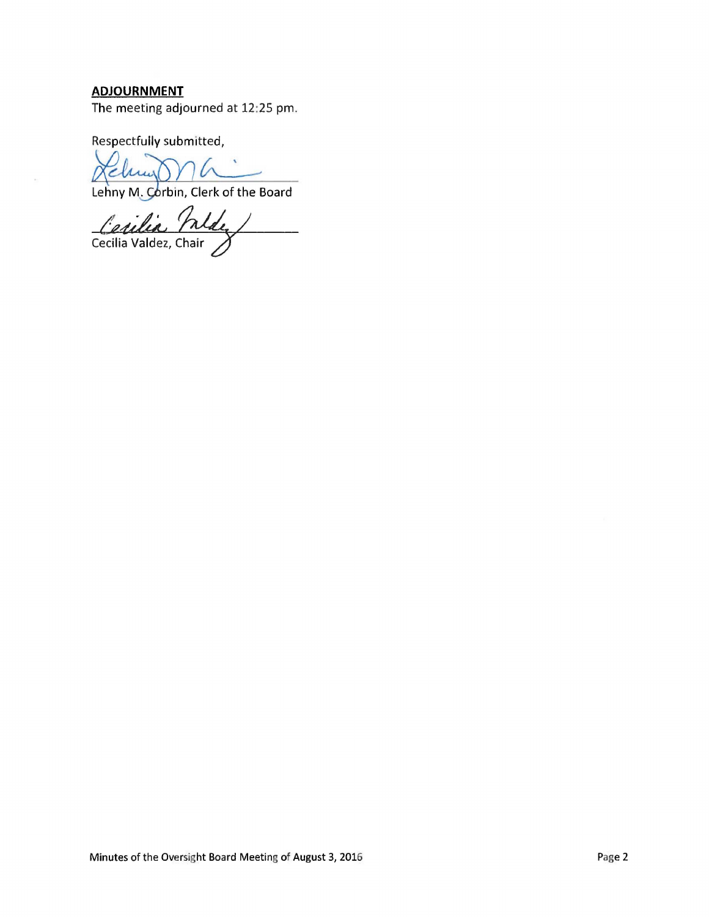**ADJOURNMENT**

The meeting adjourned at 12:25 pm.

Respectfully submitted,

Lehny M. Corbin, Clerk of the Board

Cecilia Valdez, Chair